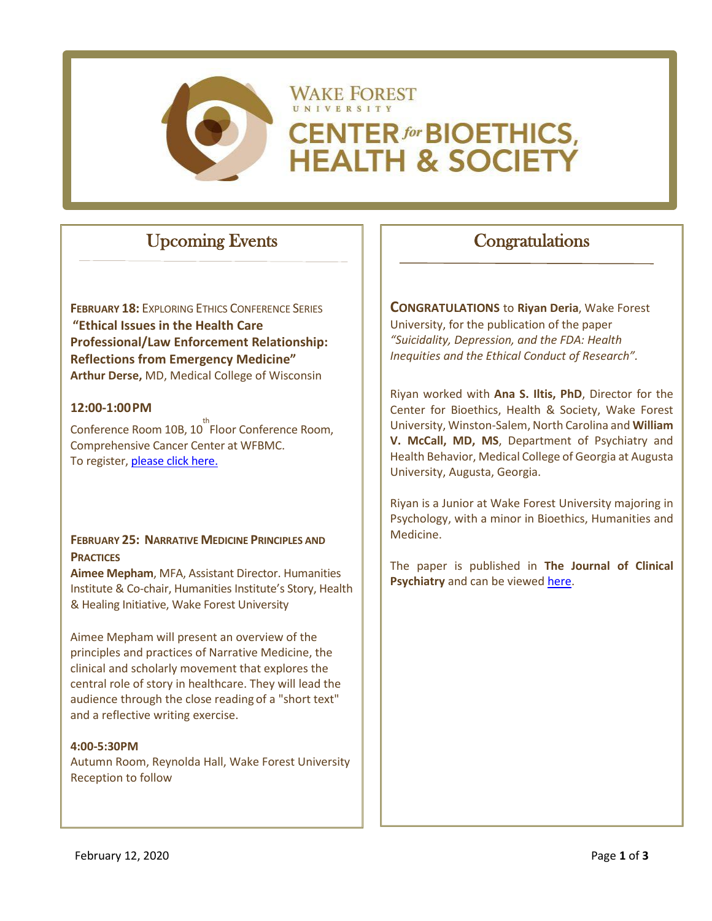# WAKE FOREST UNIVERSITY CENTER *for* BIOETHICS, HEALTH & SOCIETY

## Upcoming Events

**FEBRUARY 18:** EXPLORING ETHICS CONFERENCE SERIES
**"Ethical Issues in the Health Care Professional/Law Enforcement Relationship: Reflections from Emergency Medicine"**
**Arthur Derse,** MD, Medical College of Wisconsin

**12:00-1:00 PM**

Conference Room 10B, 10th Floor Conference Room, Comprehensive Cancer Center at WFBMC.
To register, please click here.

**FEBRUARY 25: NARRATIVE MEDICINE PRINCIPLES AND PRACTICES**
**Aimee Mepham**, MFA, Assistant Director. Humanities Institute & Co-chair, Humanities Institute's Story, Health & Healing Initiative, Wake Forest University

Aimee Mepham will present an overview of the principles and practices of Narrative Medicine, the clinical and scholarly movement that explores the central role of story in healthcare. They will lead the audience through the close reading of a "short text" and a reflective writing exercise.

**4:00-5:30PM**
Autumn Room, Reynolda Hall, Wake Forest University
Reception to follow

## Congratulations

**CONGRATULATIONS** to **Riyan Deria**, Wake Forest University, for the publication of the paper *"Suicidality, Depression, and the FDA: Health Inequities and the Ethical Conduct of Research"*.

Riyan worked with **Ana S. Iltis, PhD**, Director for the Center for Bioethics, Health & Society, Wake Forest University, Winston-Salem, North Carolina and **William V. McCall, MD, MS**, Department of Psychiatry and Health Behavior, Medical College of Georgia at Augusta University, Augusta, Georgia.

Riyan is a Junior at Wake Forest University majoring in Psychology, with a minor in Bioethics, Humanities and Medicine.

The paper is published in **The Journal of Clinical Psychiatry** and can be viewed here.

February 12, 2020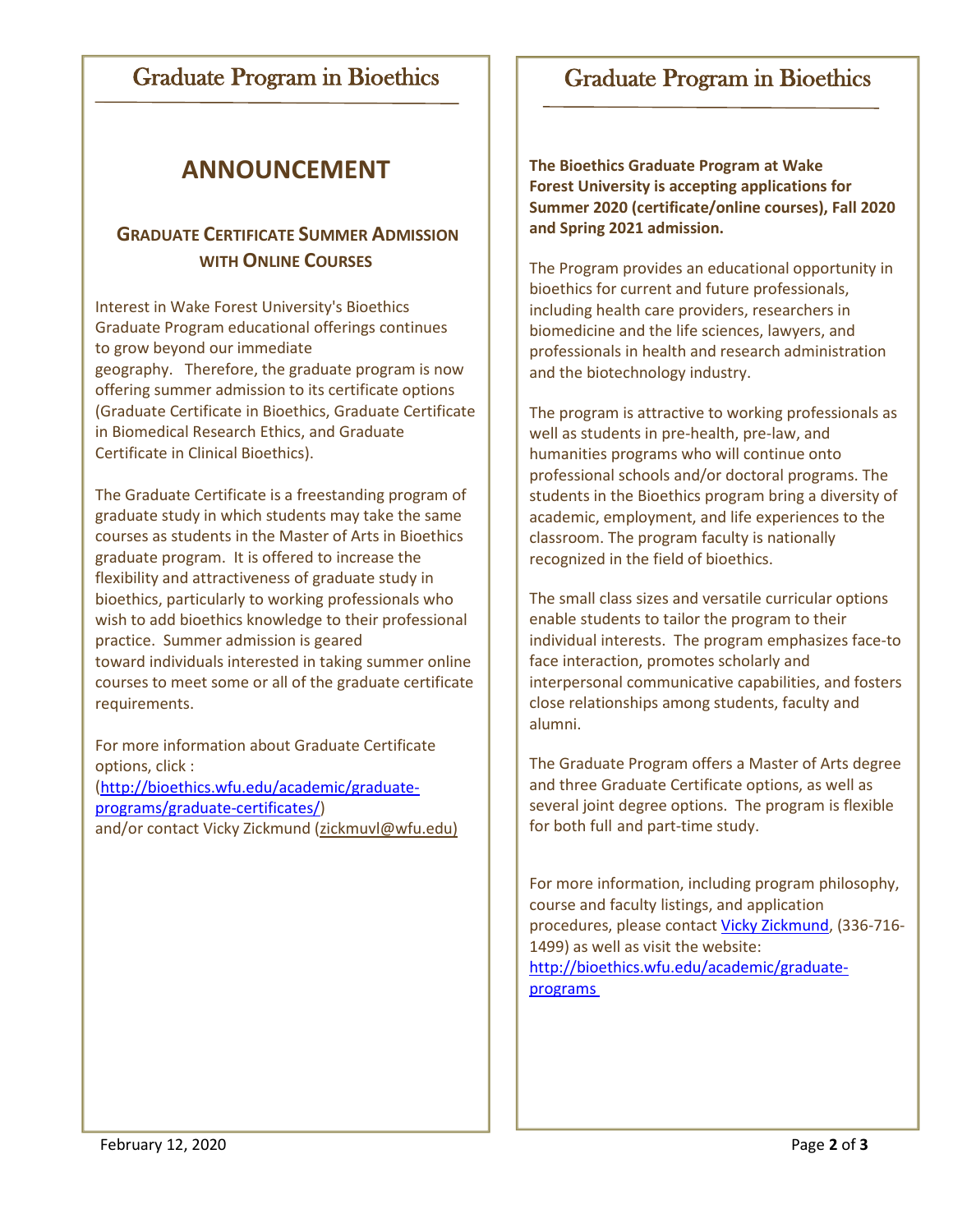## Graduate Program in Bioethics

# ANNOUNCEMENT

### Graduate Certificate Summer Admission with Online Courses

Interest in Wake Forest University's Bioethics Graduate Program educational offerings continues to grow beyond our immediate geography. Therefore, the graduate program is now offering summer admission to its certificate options (Graduate Certificate in Bioethics, Graduate Certificate in Biomedical Research Ethics, and Graduate Certificate in Clinical Bioethics).

The Graduate Certificate is a freestanding program of graduate study in which students may take the same courses as students in the Master of Arts in Bioethics graduate program. It is offered to increase the flexibility and attractiveness of graduate study in bioethics, particularly to working professionals who wish to add bioethics knowledge to their professional practice. Summer admission is geared toward individuals interested in taking summer online courses to meet some or all of the graduate certificate requirements.

For more information about Graduate Certificate options, click :
(http://bioethics.wfu.edu/academic/graduate-programs/graduate-certificates/)
and/or contact Vicky Zickmund (zickmuvl@wfu.edu)

## Graduate Program in Bioethics

**The Bioethics Graduate Program at Wake Forest University is accepting applications for Summer 2020 (certificate/online courses), Fall 2020 and Spring 2021 admission.**

The Program provides an educational opportunity in bioethics for current and future professionals, including health care providers, researchers in biomedicine and the life sciences, lawyers, and professionals in health and research administration and the biotechnology industry.

The program is attractive to working professionals as well as students in pre-health, pre-law, and humanities programs who will continue onto professional schools and/or doctoral programs. The students in the Bioethics program bring a diversity of academic, employment, and life experiences to the classroom. The program faculty is nationally recognized in the field of bioethics.

The small class sizes and versatile curricular options enable students to tailor the program to their individual interests. The program emphasizes face-to face interaction, promotes scholarly and interpersonal communicative capabilities, and fosters close relationships among students, faculty and alumni.

The Graduate Program offers a Master of Arts degree and three Graduate Certificate options, as well as several joint degree options. The program is flexible for both full and part-time study.

For more information, including program philosophy, course and faculty listings, and application procedures, please contact Vicky Zickmund, (336-716-1499) as well as visit the website: http://bioethics.wfu.edu/academic/graduate-programs

February 12, 2020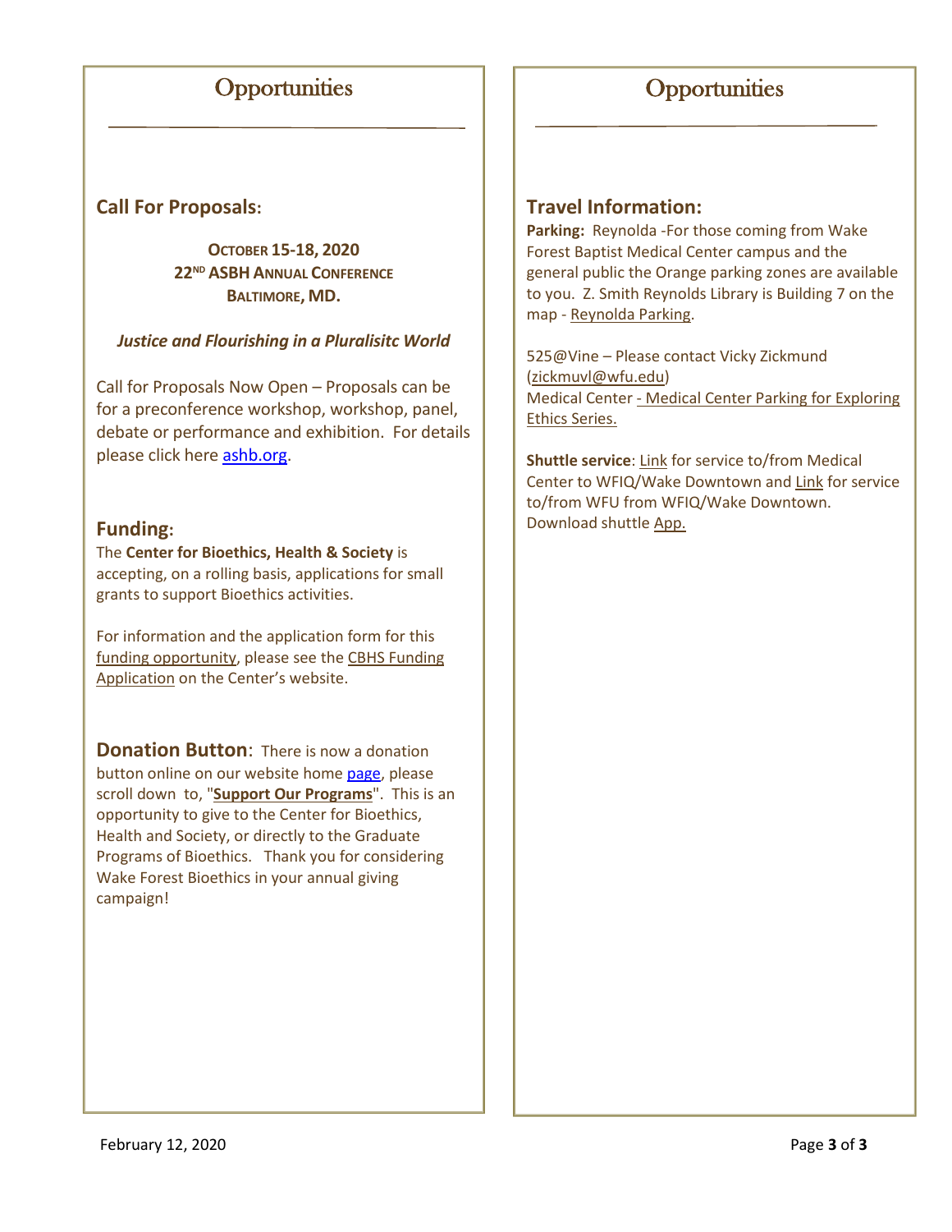# Opportunities

## Call For Proposals:

**October 15-18, 2020**
**22ND ASBH Annual Conference**
**Baltimore, MD.**

***Justice and Flourishing in a Pluralisitc World***

Call for Proposals Now Open – Proposals can be for a preconference workshop, workshop, panel, debate or performance and exhibition. For details please click here ashb.org.

## Funding:

The **Center for Bioethics, Health & Society** is accepting, on a rolling basis, applications for small grants to support Bioethics activities.

For information and the application form for this funding opportunity, please see the CBHS Funding Application on the Center's website.

**Donation Button**: There is now a donation button online on our website home page, please scroll down to, "**Support Our Programs**". This is an opportunity to give to the Center for Bioethics, Health and Society, or directly to the Graduate Programs of Bioethics. Thank you for considering Wake Forest Bioethics in your annual giving campaign!

# Opportunities

## Travel Information:

**Parking:** Reynolda -For those coming from Wake Forest Baptist Medical Center campus and the general public the Orange parking zones are available to you. Z. Smith Reynolds Library is Building 7 on the map - Reynolda Parking.

525@Vine – Please contact Vicky Zickmund (zickmuvl@wfu.edu)
Medical Center - Medical Center Parking for Exploring Ethics Series.

**Shuttle service**: Link for service to/from Medical Center to WFIQ/Wake Downtown and Link for service to/from WFU from WFIQ/Wake Downtown. Download shuttle App.